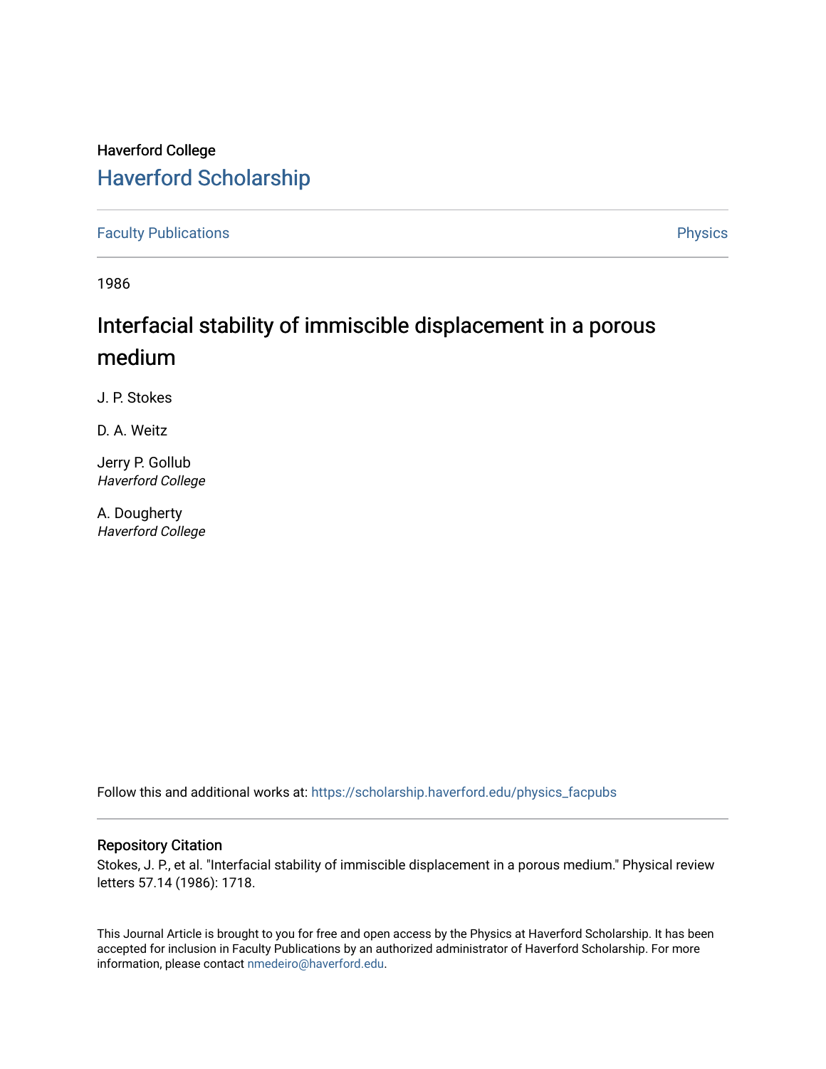Haverford College

# Haverford Scholarship

Faculty Publications Physics

1986

## Interfacial stability of immiscible displacement in a porous medium

J. P. Stokes

D. A. Weitz

Jerry P. Gollub
*Haverford College*

A. Dougherty
*Haverford College*

Follow this and additional works at: https://scholarship.haverford.edu/physics_facpubs

### Repository Citation

Stokes, J. P., et al. "Interfacial stability of immiscible displacement in a porous medium." Physical review letters 57.14 (1986): 1718.

This Journal Article is brought to you for free and open access by the Physics at Haverford Scholarship. It has been accepted for inclusion in Faculty Publications by an authorized administrator of Haverford Scholarship. For more information, please contact nmedeiro@haverford.edu.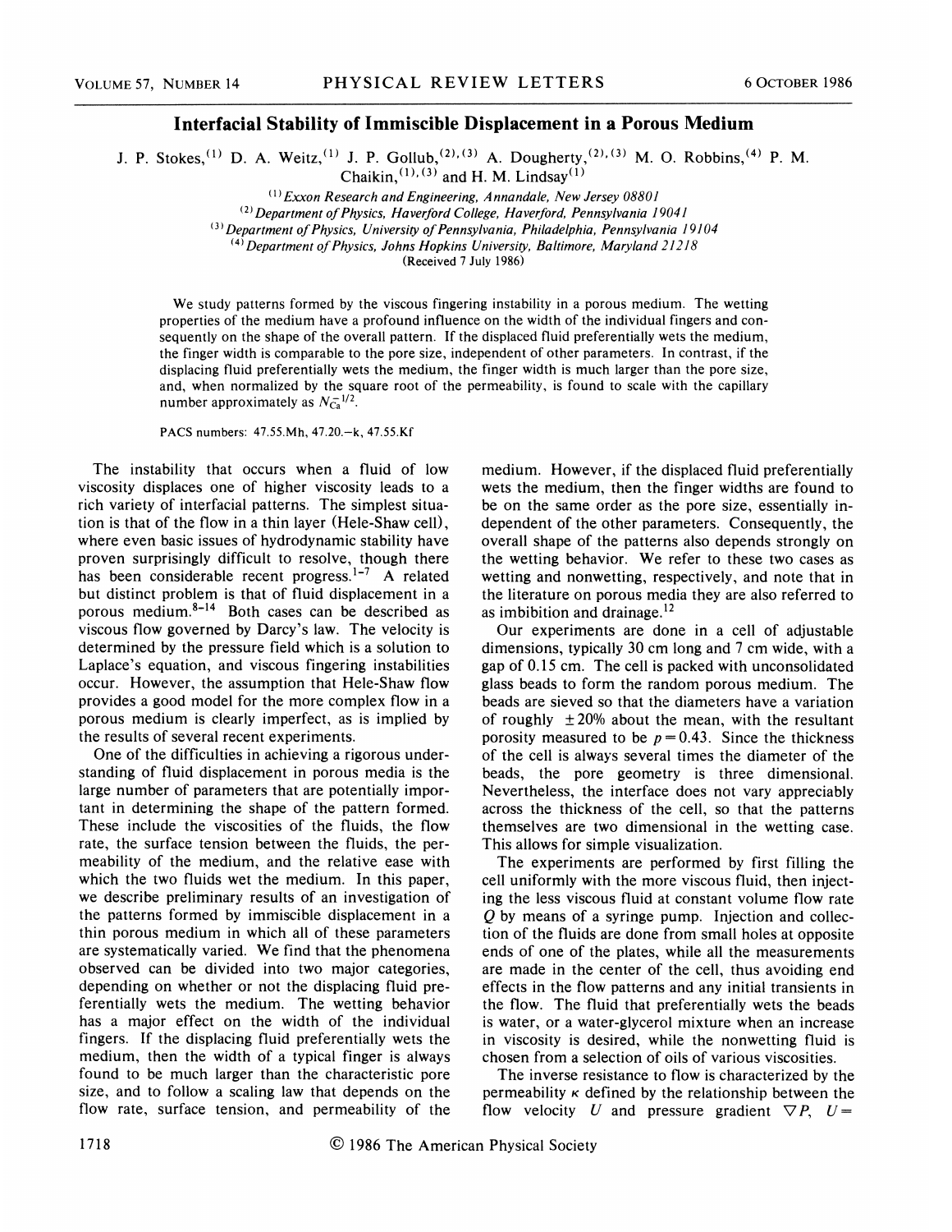# Interfacial Stability of Immiscible Displacement in a Porous Medium

J. P. Stokes,[(1)] D. A. Weitz,[(1)] J. P. Gollub,[(2),(3)] A. Dougherty,[(2),(3)] M. O. Robbins,[(4)] P. M. Chaikin,[(1),(3)] and H. M. Lindsay[(1)]

[(1)] *Exxon Research and Engineering, Annandale, New Jersey 08801*
[(2)] *Department of Physics, Haverford College, Haverford, Pennsylvania 19041*
[(3)] *Department of Physics, University of Pennsylvania, Philadelphia, Pennsylvania 19104*
[(4)] *Department of Physics, Johns Hopkins University, Baltimore, Maryland 21218*

(Received 7 July 1986)

We study patterns formed by the viscous fingering instability in a porous medium. The wetting properties of the medium have a profound influence on the width of the individual fingers and consequently on the shape of the overall pattern. If the displaced fluid preferentially wets the medium, the finger width is comparable to the pore size, independent of other parameters. In contrast, if the displacing fluid preferentially wets the medium, the finger width is much larger than the pore size, and, when normalized by the square root of the permeability, is found to scale with the capillary number approximately as $N_{\mathrm{Ca}}^{-1/2}$.

PACS numbers: 47.55.Mh, 47.20.−k, 47.55.Kf

The instability that occurs when a fluid of low viscosity displaces one of higher viscosity leads to a rich variety of interfacial patterns. The simplest situation is that of the flow in a thin layer (Hele-Shaw cell), where even basic issues of hydrodynamic stability have proven surprisingly difficult to resolve, though there has been considerable recent progress.[1–7] A related but distinct problem is that of fluid displacement in a porous medium.[8–14] Both cases can be described as viscous flow governed by Darcy's law. The velocity is determined by the pressure field which is a solution to Laplace's equation, and viscous fingering instabilities occur. However, the assumption that Hele-Shaw flow provides a good model for the more complex flow in a porous medium is clearly imperfect, as is implied by the results of several recent experiments.

One of the difficulties in achieving a rigorous understanding of fluid displacement in porous media is the large number of parameters that are potentially important in determining the shape of the pattern formed. These include the viscosities of the fluids, the flow rate, the surface tension between the fluids, the permeability of the medium, and the relative ease with which the two fluids wet the medium. In this paper, we describe preliminary results of an investigation of the patterns formed by immiscible displacement in a thin porous medium in which all of these parameters are systematically varied. We find that the phenomena observed can be divided into two major categories, depending on whether or not the displacing fluid preferentially wets the medium. The wetting behavior has a major effect on the width of the individual fingers. If the displacing fluid preferentially wets the medium, then the width of a typical finger is always found to be much larger than the characteristic pore size, and to follow a scaling law that depends on the flow rate, surface tension, and permeability of the medium. However, if the displaced fluid preferentially wets the medium, then the finger widths are found to be on the same order as the pore size, essentially independent of the other parameters. Consequently, the overall shape of the patterns also depends strongly on the wetting behavior. We refer to these two cases as wetting and nonwetting, respectively, and note that in the literature on porous media they are also referred to as imbibition and drainage.[12]

Our experiments are done in a cell of adjustable dimensions, typically 30 cm long and 7 cm wide, with a gap of 0.15 cm. The cell is packed with unconsolidated glass beads to form the random porous medium. The beads are sieved so that the diameters have a variation of roughly ±20% about the mean, with the resultant porosity measured to be $p = 0.43$. Since the thickness of the cell is always several times the diameter of the beads, the pore geometry is three dimensional. Nevertheless, the interface does not vary appreciably across the thickness of the cell, so that the patterns themselves are two dimensional in the wetting case. This allows for simple visualization.

The experiments are performed by first filling the cell uniformly with the more viscous fluid, then injecting the less viscous fluid at constant volume flow rate $Q$ by means of a syringe pump. Injection and collection of the fluids are done from small holes at opposite ends of one of the plates, while all the measurements are made in the center of the cell, thus avoiding end effects in the flow patterns and any initial transients in the flow. The fluid that preferentially wets the beads is water, or a water-glycerol mixture when an increase in viscosity is desired, while the nonwetting fluid is chosen from a selection of oils of various viscosities.

The inverse resistance to flow is characterized by the permeability $\kappa$ defined by the relationship between the flow velocity $U$ and pressure gradient $\nabla P$, $U =$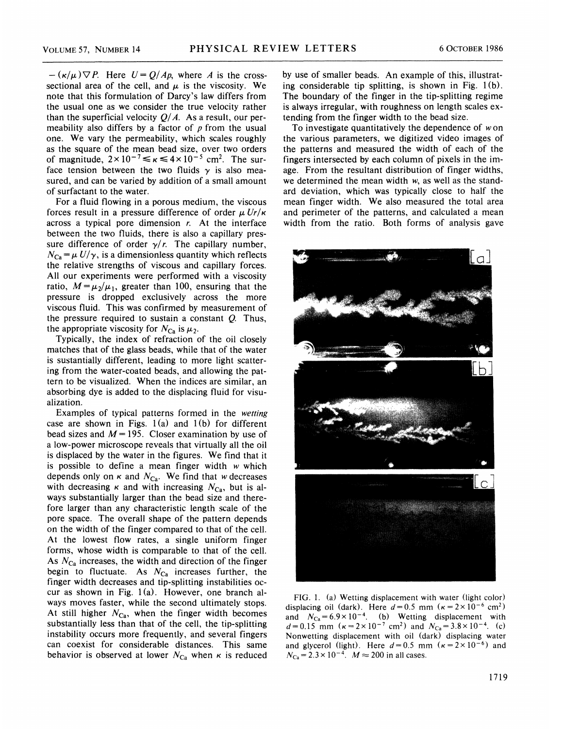$-(\kappa/\mu)\nabla P$. Here $U = Q/Ap$, where $A$ is the cross-sectional area of the cell, and $\mu$ is the viscosity. We note that this formulation of Darcy's law differs from the usual one as we consider the true velocity rather than the superficial velocity $Q/A$. As a result, our permeability also differs by a factor of $p$ from the usual one. We vary the permeability, which scales roughly as the square of the mean bead size, over two orders of magnitude, $2\times10^{-7} \leq \kappa \leq 4\times10^{-5}$ cm$^2$. The surface tension between the two fluids $\gamma$ is also measured, and can be varied by addition of a small amount of surfactant to the water.

For a fluid flowing in a porous medium, the viscous forces result in a pressure difference of order $\mu Ur/\kappa$ across a typical pore dimension $r$. At the interface between the two fluids, there is also a capillary pressure difference of order $\gamma/r$. The capillary number, $N_{\text{Ca}} = \mu U/\gamma$, is a dimensionless quantity which reflects the relative strengths of viscous and capillary forces. All our experiments were performed with a viscosity ratio, $M = \mu_2/\mu_1$, greater than 100, ensuring that the pressure is dropped exclusively across the more viscous fluid. This was confirmed by measurement of the pressure required to sustain a constant $Q$. Thus, the appropriate viscosity for $N_{\text{Ca}}$ is $\mu_2$.

Typically, the index of refraction of the oil closely matches that of the glass beads, while that of the water is sustantially different, leading to more light scattering from the water-coated beads, and allowing the pattern to be visualized. When the indices are similar, an absorbing dye is added to the displacing fluid for visualization.

Examples of typical patterns formed in the *wetting* case are shown in Figs. 1(a) and 1(b) for different bead sizes and $M = 195$. Closer examination by use of a low-power microscope reveals that virtually all the oil is displaced by the water in the figures. We find that it is possible to define a mean finger width $w$ which depends only on $\kappa$ and $N_{\text{Ca}}$. We find that $w$ decreases with decreasing $\kappa$ and with increasing $N_{\text{Ca}}$, but is always substantially larger than the bead size and therefore larger than any characteristic length scale of the pore space. The overall shape of the pattern depends on the width of the finger compared to that of the cell. At the lowest flow rates, a single uniform finger forms, whose width is comparable to that of the cell. As $N_{\text{Ca}}$ increases, the width and direction of the finger begin to fluctuate. As $N_{\text{Ca}}$ increases further, the finger width decreases and tip-splitting instabilities occur as shown in Fig. 1(a). However, one branch always moves faster, while the second ultimately stops. At still higher $N_{\text{Ca}}$, when the finger width becomes substantially less than that of the cell, the tip-splitting instability occurs more frequently, and several fingers can coexist for considerable distances. This same behavior is observed at lower $N_{\text{Ca}}$ when $\kappa$ is reduced by use of smaller beads. An example of this, illustrating considerable tip splitting, is shown in Fig. 1(b). The boundary of the finger in the tip-splitting regime is always irregular, with roughness on length scales extending from the finger width to the bead size.

To investigate quantitatively the dependence of $w$ on the various parameters, we digitized video images of the patterns and measured the width of each of the fingers intersected by each column of pixels in the image. From the resultant distribution of finger widths, we determined the mean width $w$, as well as the standard deviation, which was typically close to half the mean finger width. We also measured the total area and perimeter of the patterns, and calculated a mean width from the ratio. Both forms of analysis gave

FIG. 1. (a) Wetting displacement with water (light color) displacing oil (dark). Here $d = 0.5$ mm ($\kappa = 2\times10^{-6}$ cm$^2$) and $N_{\text{Ca}} = 6.9\times10^{-4}$. (b) Wetting displacement with $d = 0.15$ mm ($\kappa = 2\times10^{-7}$ cm$^2$) and $N_{\text{Ca}} = 3.8\times10^{-4}$. (c) Nonwetting displacement with oil (dark) displacing water and glycerol (light). Here $d = 0.5$ mm ($\kappa = 2\times10^{-6}$) and $N_{\text{Ca}} = 2.3\times10^{-4}$. $M \approx 200$ in all cases.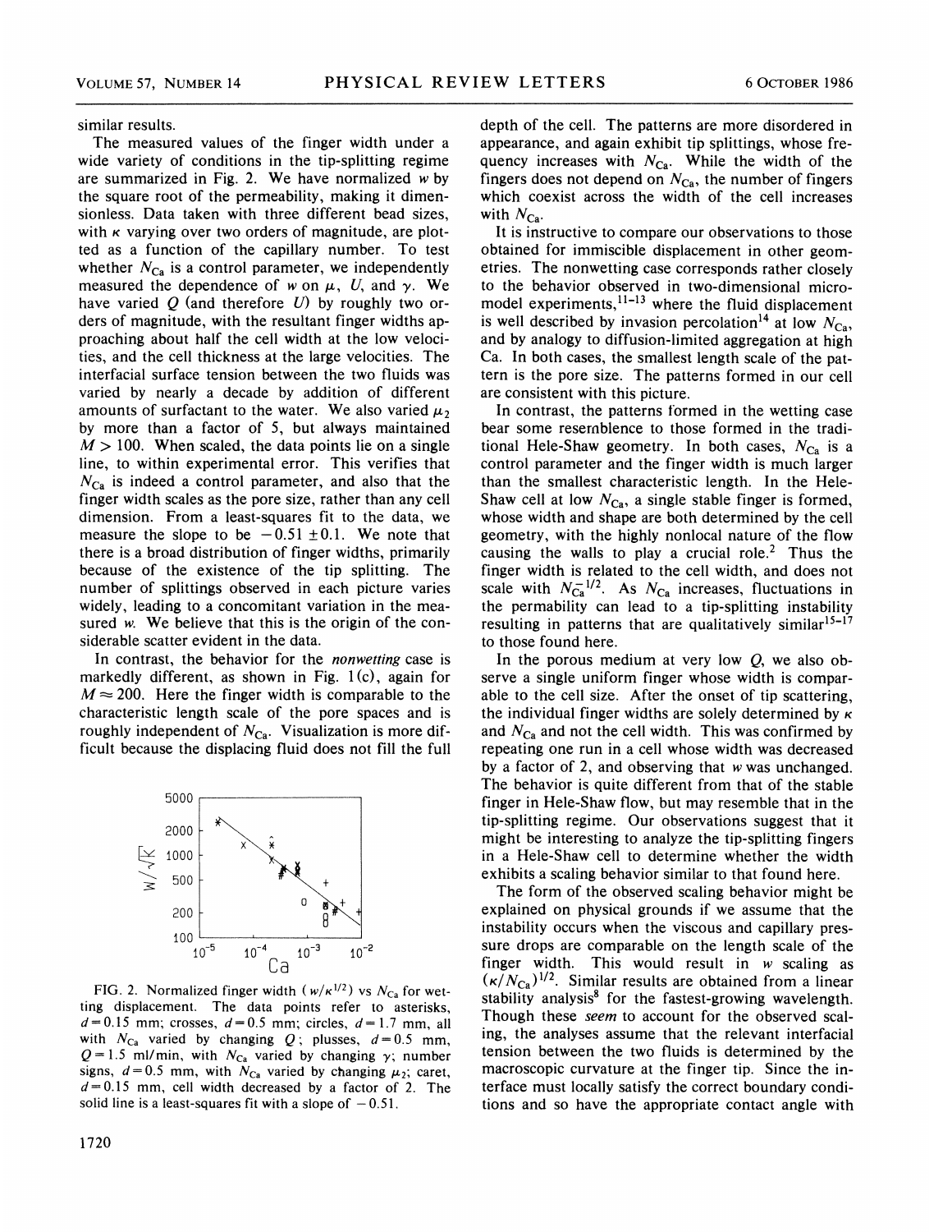similar results.

The measured values of the finger width under a wide variety of conditions in the tip-splitting regime are summarized in Fig. 2. We have normalized $w$ by the square root of the permeability, making it dimensionless. Data taken with three different bead sizes, with $\kappa$ varying over two orders of magnitude, are plotted as a function of the capillary number. To test whether $N_{\mathrm{Ca}}$ is a control parameter, we independently measured the dependence of $w$ on $\mu$, $U$, and $\gamma$. We have varied $Q$ (and therefore $U$) by roughly two orders of magnitude, with the resultant finger widths approaching about half the cell width at the low velocities, and the cell thickness at the large velocities. The interfacial surface tension between the two fluids was varied by nearly a decade by addition of different amounts of surfactant to the water. We also varied $\mu_2$ by more than a factor of 5, but always maintained $M > 100$. When scaled, the data points lie on a single line, to within experimental error. This verifies that $N_{\mathrm{Ca}}$ is indeed a control parameter, and also that the finger width scales as the pore size, rather than any cell dimension. From a least-squares fit to the data, we measure the slope to be $-0.51 \pm 0.1$. We note that there is a broad distribution of finger widths, primarily because of the existence of the tip splitting. The number of splittings observed in each picture varies widely, leading to a concomitant variation in the measured $w$. We believe that this is the origin of the considerable scatter evident in the data.

In contrast, the behavior for the *nonwetting* case is markedly different, as shown in Fig. 1(c), again for $M \approx 200$. Here the finger width is comparable to the characteristic length scale of the pore spaces and is roughly independent of $N_{\mathrm{Ca}}$. Visualization is more difficult because the displacing fluid does not fill the full depth of the cell. The patterns are more disordered in appearance, and again exhibit tip splittings, whose frequency increases with $N_{\mathrm{Ca}}$. While the width of the fingers does not depend on $N_{\mathrm{Ca}}$, the number of fingers which coexist across the width of the cell increases with $N_{\mathrm{Ca}}$.

FIG. 2. Normalized finger width ($w/\kappa^{1/2}$) vs $N_{\mathrm{Ca}}$ for wetting displacement. The data points refer to asterisks, $d = 0.15$ mm; crosses, $d = 0.5$ mm; circles, $d = 1.7$ mm, all with $N_{\mathrm{Ca}}$ varied by changing $Q$; plusses, $d = 0.5$ mm, $Q = 1.5$ ml/min, with $N_{\mathrm{Ca}}$ varied by changing $\gamma$; number signs, $d = 0.5$ mm, with $N_{\mathrm{Ca}}$ varied by changing $\mu_2$; caret, $d = 0.15$ mm, cell width decreased by a factor of 2. The solid line is a least-squares fit with a slope of $-0.51$.

It is instructive to compare our observations to those obtained for immiscible displacement in other geometries. The nonwetting case corresponds rather closely to the behavior observed in two-dimensional micromodel experiments,[11-13] where the fluid displacement is well described by invasion percolation[14] at low $N_{\mathrm{Ca}}$, and by analogy to diffusion-limited aggregation at high Ca. In both cases, the smallest length scale of the pattern is the pore size. The patterns formed in our cell are consistent with this picture.

In contrast, the patterns formed in the wetting case bear some resemblence to those formed in the traditional Hele-Shaw geometry. In both cases, $N_{\mathrm{Ca}}$ is a control parameter and the finger width is much larger than the smallest characteristic length. In the Hele-Shaw cell at low $N_{\mathrm{Ca}}$, a single stable finger is formed, whose width and shape are both determined by the cell geometry, with the highly nonlocal nature of the flow causing the walls to play a crucial role.[2] Thus the finger width is related to the cell width, and does not scale with $N_{\mathrm{Ca}}^{-1/2}$. As $N_{\mathrm{Ca}}$ increases, fluctuations in the permability can lead to a tip-splitting instability resulting in patterns that are qualitatively similar[15-17] to those found here.

In the porous medium at very low $Q$, we also observe a single uniform finger whose width is comparable to the cell size. After the onset of tip scattering, the individual finger widths are solely determined by $\kappa$ and $N_{\mathrm{Ca}}$ and not the cell width. This was confirmed by repeating one run in a cell whose width was decreased by a factor of 2, and observing that $w$ was unchanged. The behavior is quite different from that of the stable finger in Hele-Shaw flow, but may resemble that in the tip-splitting regime. Our observations suggest that it might be interesting to analyze the tip-splitting fingers in a Hele-Shaw cell to determine whether the width exhibits a scaling behavior similar to that found here.

The form of the observed scaling behavior might be explained on physical grounds if we assume that the instability occurs when the viscous and capillary pressure drops are comparable on the length scale of the finger width. This would result in $w$ scaling as $(\kappa/N_{\mathrm{Ca}})^{1/2}$. Similar results are obtained from a linear stability analysis[8] for the fastest-growing wavelength. Though these *seem* to account for the observed scaling, the analyses assume that the relevant interfacial tension between the two fluids is determined by the macroscopic curvature at the finger tip. Since the interface must locally satisfy the correct boundary conditions and so have the appropriate contact angle with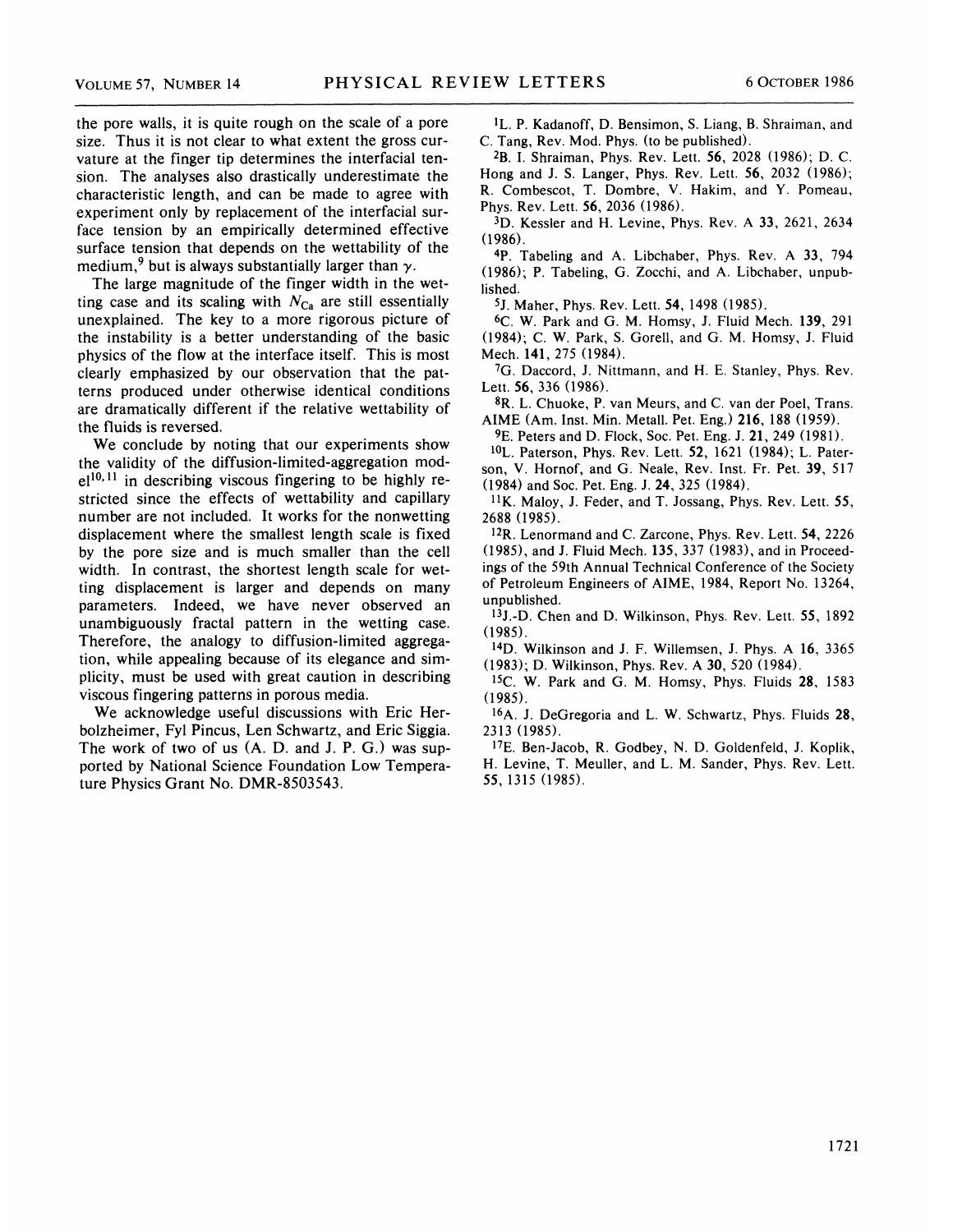the pore walls, it is quite rough on the scale of a pore size. Thus it is not clear to what extent the gross curvature at the finger tip determines the interfacial tension. The analyses also drastically underestimate the characteristic length, and can be made to agree with experiment only by replacement of the interfacial surface tension by an empirically determined effective surface tension that depends on the wettability of the medium,[9] but is always substantially larger than $\gamma$.

The large magnitude of the finger width in the wetting case and its scaling with $N_{\mathrm{Ca}}$ are still essentially unexplained. The key to a more rigorous picture of the instability is a better understanding of the basic physics of the flow at the interface itself. This is most clearly emphasized by our observation that the patterns produced under otherwise identical conditions are dramatically different if the relative wettability of the fluids is reversed.

We conclude by noting that our experiments show the validity of the diffusion-limited-aggregation model[10,11] in describing viscous fingering to be highly restricted since the effects of wettability and capillary number are not included. It works for the nonwetting displacement where the smallest length scale is fixed by the pore size and is much smaller than the cell width. In contrast, the shortest length scale for wetting displacement is larger and depends on many parameters. Indeed, we have never observed an unambiguously fractal pattern in the wetting case. Therefore, the analogy to diffusion-limited aggregation, while appealing because of its elegance and simplicity, must be used with great caution in describing viscous fingering patterns in porous media.

We acknowledge useful discussions with Eric Herbolzheimer, Fyl Pincus, Len Schwartz, and Eric Siggia. The work of two of us (A. D. and J. P. G.) was supported by National Science Foundation Low Temperature Physics Grant No. DMR-8503543.

[1] L. P. Kadanoff, D. Bensimon, S. Liang, B. Shraiman, and C. Tang, Rev. Mod. Phys. (to be published).

[2] B. I. Shraiman, Phys. Rev. Lett. **56**, 2028 (1986); D. C. Hong and J. S. Langer, Phys. Rev. Lett. **56**, 2032 (1986); R. Combescot, T. Dombre, V. Hakim, and Y. Pomeau, Phys. Rev. Lett. **56**, 2036 (1986).

[3] D. Kessler and H. Levine, Phys. Rev. A **33**, 2621, 2634 (1986).

[4] P. Tabeling and A. Libchaber, Phys. Rev. A **33**, 794 (1986); P. Tabeling, G. Zocchi, and A. Libchaber, unpublished.

[5] J. Maher, Phys. Rev. Lett. **54**, 1498 (1985).

[6] C. W. Park and G. M. Homsy, J. Fluid Mech. **139**, 291 (1984); C. W. Park, S. Gorell, and G. M. Homsy, J. Fluid Mech. **141**, 275 (1984).

[7] G. Daccord, J. Nittmann, and H. E. Stanley, Phys. Rev. Lett. **56**, 336 (1986).

[8] R. L. Chuoke, P. van Meurs, and C. van der Poel, Trans. AIME (Am. Inst. Min. Metall. Pet. Eng.) **216**, 188 (1959).

[9] E. Peters and D. Flock, Soc. Pet. Eng. J. **21**, 249 (1981).

[10] L. Paterson, Phys. Rev. Lett. **52**, 1621 (1984); L. Paterson, V. Hornof, and G. Neale, Rev. Inst. Fr. Pet. **39**, 517 (1984) and Soc. Pet. Eng. J. **24**, 325 (1984).

[11] K. Maloy, J. Feder, and T. Jossang, Phys. Rev. Lett. **55**, 2688 (1985).

[12] R. Lenormand and C. Zarcone, Phys. Rev. Lett. **54**, 2226 (1985), and J. Fluid Mech. **135**, 337 (1983), and in Proceedings of the 59th Annual Technical Conference of the Society of Petroleum Engineers of AIME, 1984, Report No. 13264, unpublished.

[13] J.-D. Chen and D. Wilkinson, Phys. Rev. Lett. **55**, 1892 (1985).

[14] D. Wilkinson and J. F. Willemsen, J. Phys. A **16**, 3365 (1983); D. Wilkinson, Phys. Rev. A **30**, 520 (1984).

[15] C. W. Park and G. M. Homsy, Phys. Fluids **28**, 1583 (1985).

[16] A. J. DeGregoria and L. W. Schwartz, Phys. Fluids **28**, 2313 (1985).

[17] E. Ben-Jacob, R. Godbey, N. D. Goldenfeld, J. Koplik, H. Levine, T. Meuller, and L. M. Sander, Phys. Rev. Lett. **55**, 1315 (1985).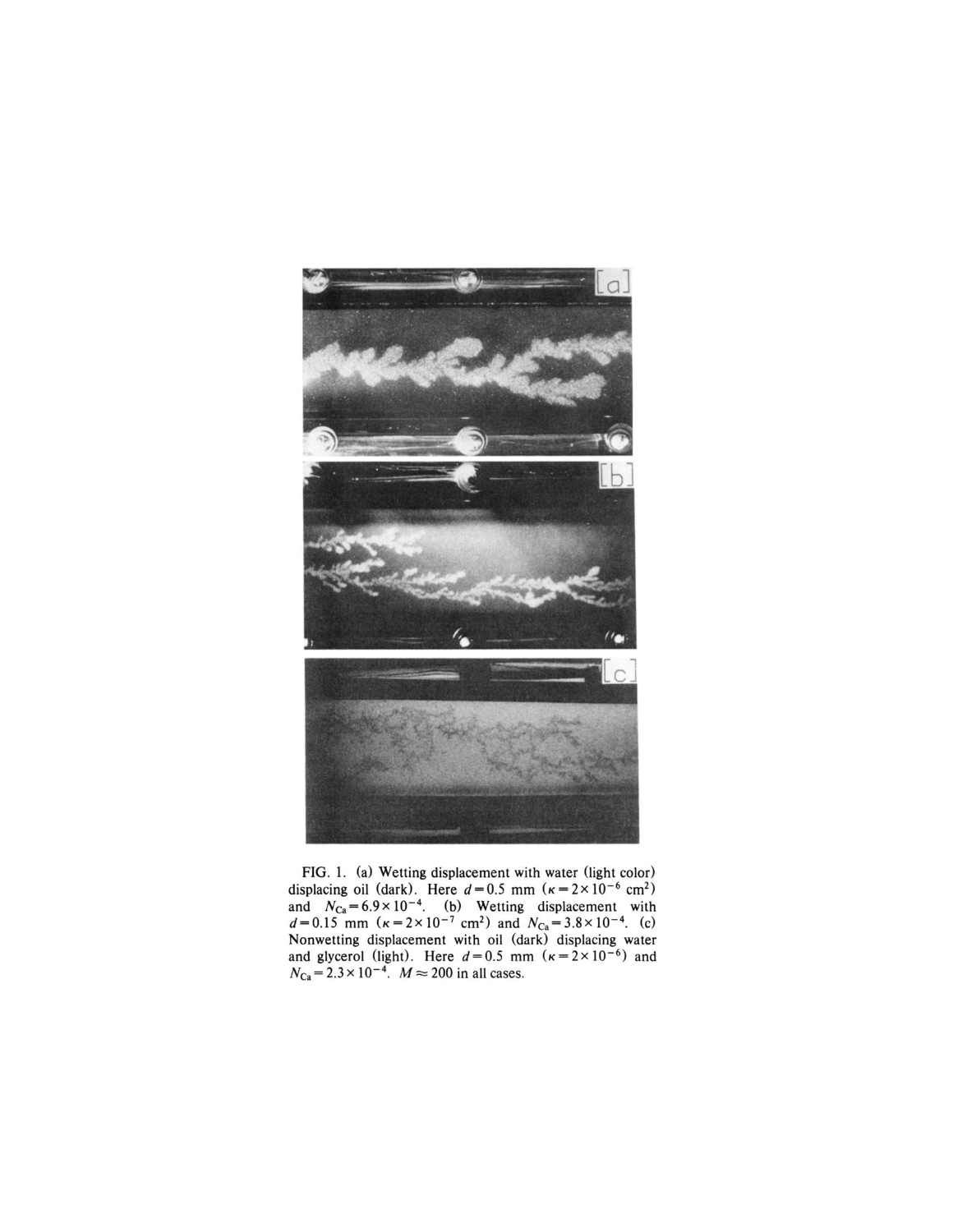FIG. 1. (a) Wetting displacement with water (light color) displacing oil (dark). Here $d = 0.5$ mm ($\kappa = 2\times 10^{-6}$ cm$^2$) and $N_{\mathrm{Ca}} = 6.9\times 10^{-4}$. (b) Wetting displacement with $d = 0.15$ mm ($\kappa = 2\times 10^{-7}$ cm$^2$) and $N_{\mathrm{Ca}} = 3.8\times 10^{-4}$. (c) Nonwetting displacement with oil (dark) displacing water and glycerol (light). Here $d = 0.5$ mm ($\kappa = 2\times 10^{-6}$) and $N_{\mathrm{Ca}} = 2.3\times 10^{-4}$. $M \approx 200$ in all cases.